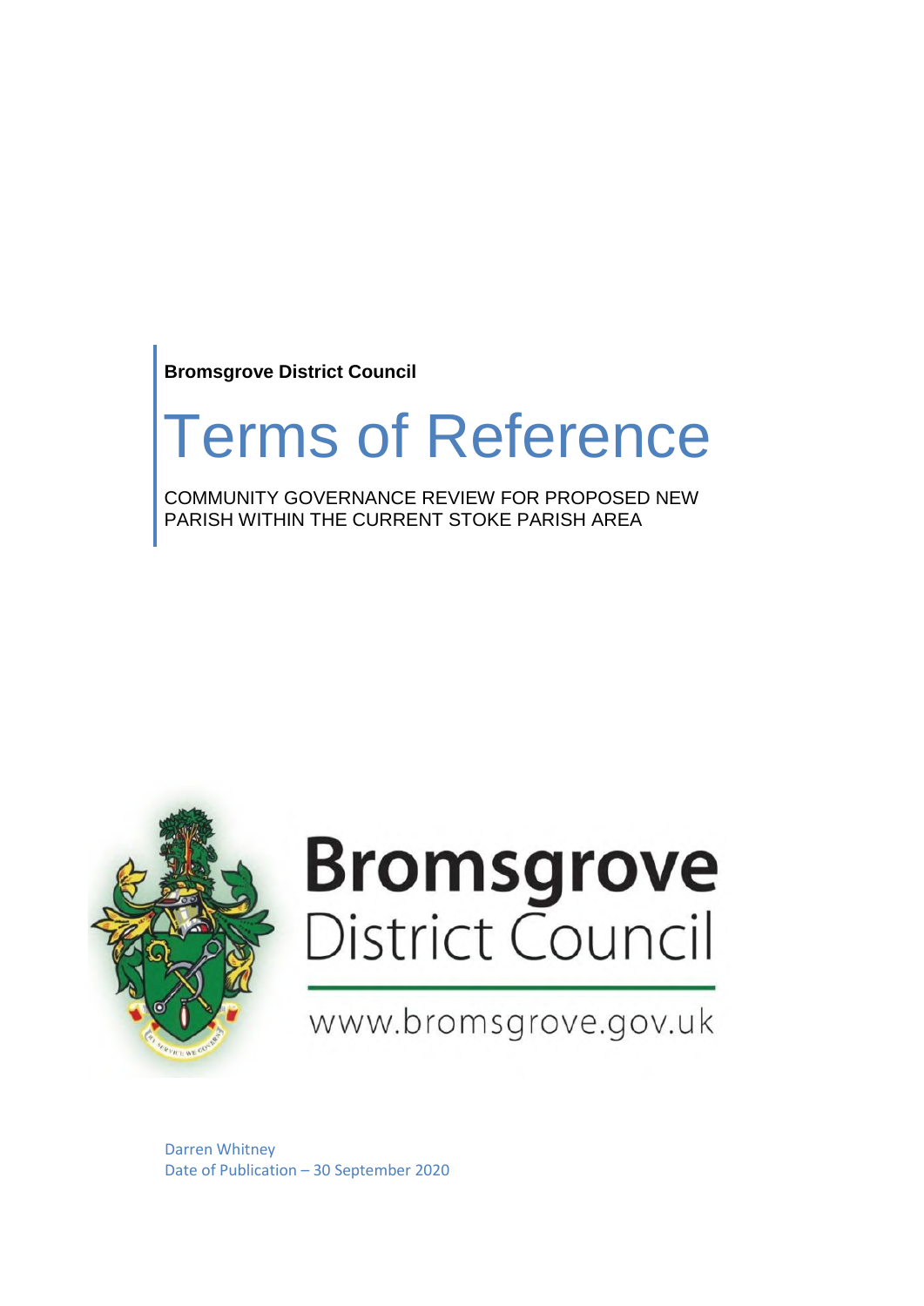**Bromsgrove District Council**

# Terms of Reference

COMMUNITY GOVERNANCE REVIEW FOR PROPOSED NEW PARISH WITHIN THE CURRENT STOKE PARISH AREA

Darren Whitney
Date of Publication – 30 September 2020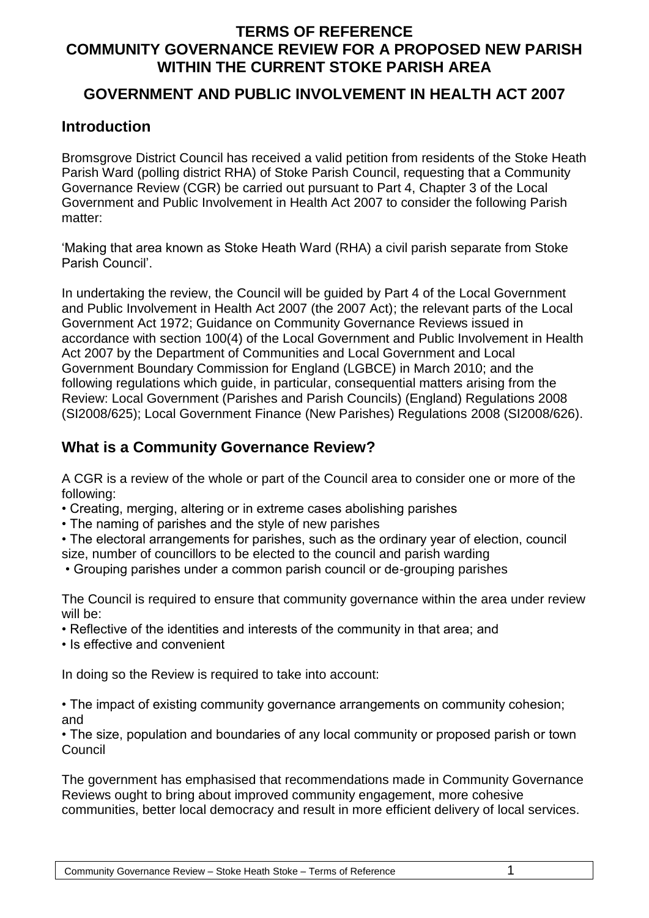# TERMS OF REFERENCE
# COMMUNITY GOVERNANCE REVIEW FOR A PROPOSED NEW PARISH WITHIN THE CURRENT STOKE PARISH AREA

## GOVERNMENT AND PUBLIC INVOLVEMENT IN HEALTH ACT 2007

## Introduction

Bromsgrove District Council has received a valid petition from residents of the Stoke Heath Parish Ward (polling district RHA) of Stoke Parish Council, requesting that a Community Governance Review (CGR) be carried out pursuant to Part 4, Chapter 3 of the Local Government and Public Involvement in Health Act 2007 to consider the following Parish matter:

'Making that area known as Stoke Heath Ward (RHA) a civil parish separate from Stoke Parish Council'.

In undertaking the review, the Council will be guided by Part 4 of the Local Government and Public Involvement in Health Act 2007 (the 2007 Act); the relevant parts of the Local Government Act 1972; Guidance on Community Governance Reviews issued in accordance with section 100(4) of the Local Government and Public Involvement in Health Act 2007 by the Department of Communities and Local Government and Local Government Boundary Commission for England (LGBCE) in March 2010; and the following regulations which guide, in particular, consequential matters arising from the Review: Local Government (Parishes and Parish Councils) (England) Regulations 2008 (SI2008/625); Local Government Finance (New Parishes) Regulations 2008 (SI2008/626).

## What is a Community Governance Review?

A CGR is a review of the whole or part of the Council area to consider one or more of the following:

- Creating, merging, altering or in extreme cases abolishing parishes
- The naming of parishes and the style of new parishes
- The electoral arrangements for parishes, such as the ordinary year of election, council size, number of councillors to be elected to the council and parish warding
- Grouping parishes under a common parish council or de-grouping parishes

The Council is required to ensure that community governance within the area under review will be:

- Reflective of the identities and interests of the community in that area; and
- Is effective and convenient

In doing so the Review is required to take into account:

- The impact of existing community governance arrangements on community cohesion; and
- The size, population and boundaries of any local community or proposed parish or town Council

The government has emphasised that recommendations made in Community Governance Reviews ought to bring about improved community engagement, more cohesive communities, better local democracy and result in more efficient delivery of local services.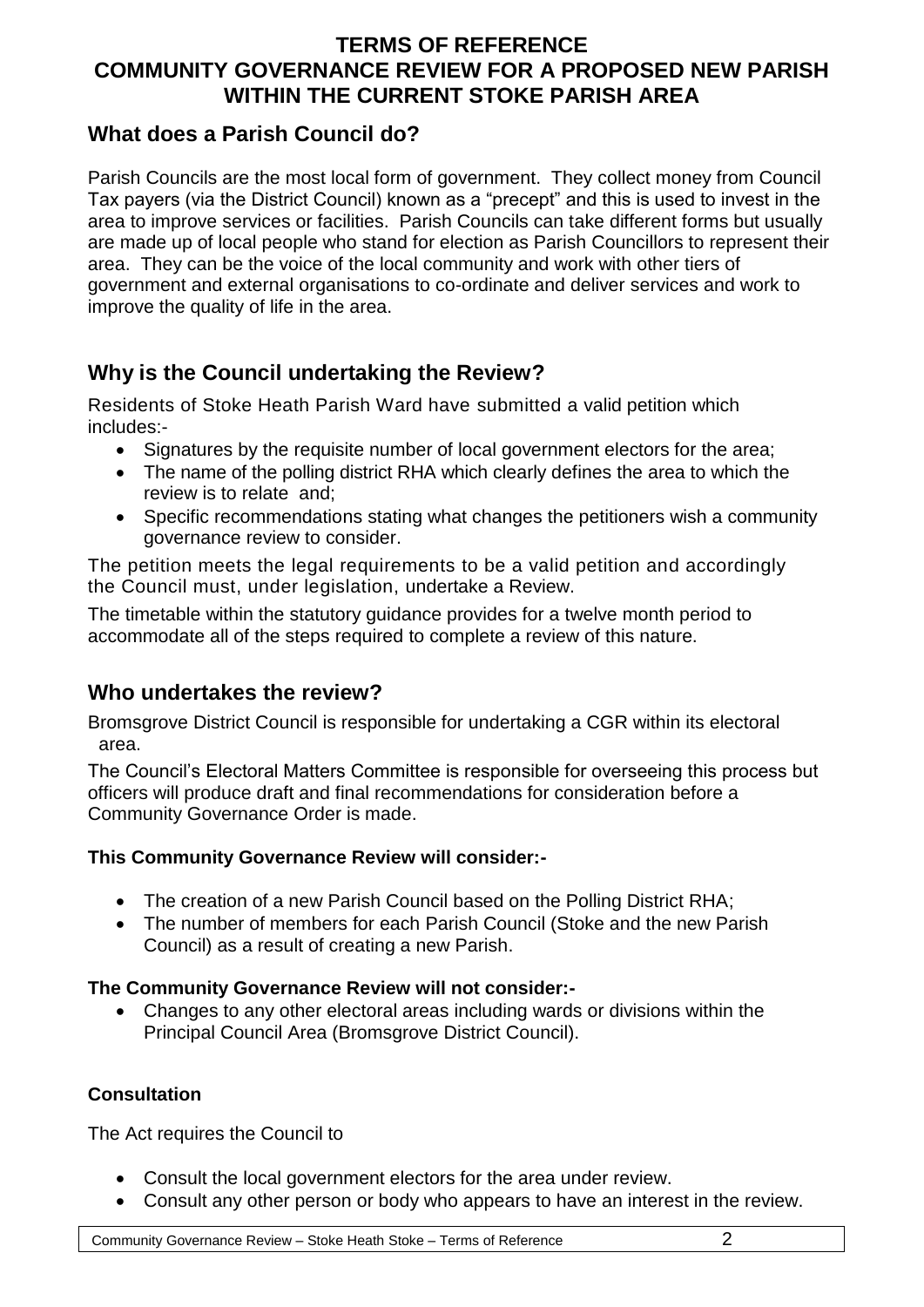# TERMS OF REFERENCE
# COMMUNITY GOVERNANCE REVIEW FOR A PROPOSED NEW PARISH WITHIN THE CURRENT STOKE PARISH AREA

## What does a Parish Council do?

Parish Councils are the most local form of government. They collect money from Council Tax payers (via the District Council) known as a "precept" and this is used to invest in the area to improve services or facilities. Parish Councils can take different forms but usually are made up of local people who stand for election as Parish Councillors to represent their area. They can be the voice of the local community and work with other tiers of government and external organisations to co-ordinate and deliver services and work to improve the quality of life in the area.

## Why is the Council undertaking the Review?

Residents of Stoke Heath Parish Ward have submitted a valid petition which includes:-

- Signatures by the requisite number of local government electors for the area;
- The name of the polling district RHA which clearly defines the area to which the review is to relate and;
- Specific recommendations stating what changes the petitioners wish a community governance review to consider.

The petition meets the legal requirements to be a valid petition and accordingly the Council must, under legislation, undertake a Review.

The timetable within the statutory guidance provides for a twelve month period to accommodate all of the steps required to complete a review of this nature.

## Who undertakes the review?

Bromsgrove District Council is responsible for undertaking a CGR within its electoral area.

The Council's Electoral Matters Committee is responsible for overseeing this process but officers will produce draft and final recommendations for consideration before a Community Governance Order is made.

**This Community Governance Review will consider:-**

- The creation of a new Parish Council based on the Polling District RHA;
- The number of members for each Parish Council (Stoke and the new Parish Council) as a result of creating a new Parish.

**The Community Governance Review will not consider:-**

- Changes to any other electoral areas including wards or divisions within the Principal Council Area (Bromsgrove District Council).

**Consultation**

The Act requires the Council to

- Consult the local government electors for the area under review.
- Consult any other person or body who appears to have an interest in the review.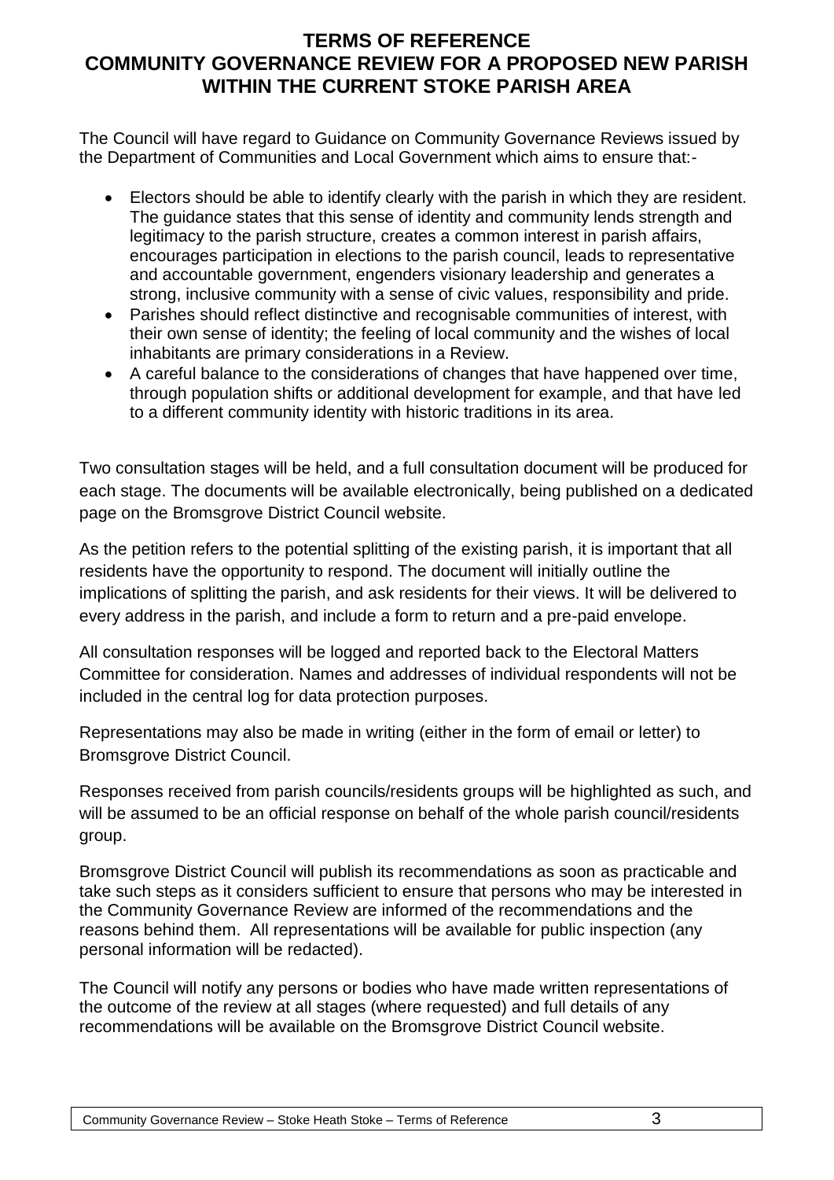# TERMS OF REFERENCE
# COMMUNITY GOVERNANCE REVIEW FOR A PROPOSED NEW PARISH WITHIN THE CURRENT STOKE PARISH AREA

The Council will have regard to Guidance on Community Governance Reviews issued by the Department of Communities and Local Government which aims to ensure that:-

- Electors should be able to identify clearly with the parish in which they are resident. The guidance states that this sense of identity and community lends strength and legitimacy to the parish structure, creates a common interest in parish affairs, encourages participation in elections to the parish council, leads to representative and accountable government, engenders visionary leadership and generates a strong, inclusive community with a sense of civic values, responsibility and pride.
- Parishes should reflect distinctive and recognisable communities of interest, with their own sense of identity; the feeling of local community and the wishes of local inhabitants are primary considerations in a Review.
- A careful balance to the considerations of changes that have happened over time, through population shifts or additional development for example, and that have led to a different community identity with historic traditions in its area.

Two consultation stages will be held, and a full consultation document will be produced for each stage. The documents will be available electronically, being published on a dedicated page on the Bromsgrove District Council website.

As the petition refers to the potential splitting of the existing parish, it is important that all residents have the opportunity to respond. The document will initially outline the implications of splitting the parish, and ask residents for their views. It will be delivered to every address in the parish, and include a form to return and a pre-paid envelope.

All consultation responses will be logged and reported back to the Electoral Matters Committee for consideration. Names and addresses of individual respondents will not be included in the central log for data protection purposes.

Representations may also be made in writing (either in the form of email or letter) to Bromsgrove District Council.

Responses received from parish councils/residents groups will be highlighted as such, and will be assumed to be an official response on behalf of the whole parish council/residents group.

Bromsgrove District Council will publish its recommendations as soon as practicable and take such steps as it considers sufficient to ensure that persons who may be interested in the Community Governance Review are informed of the recommendations and the reasons behind them. All representations will be available for public inspection (any personal information will be redacted).

The Council will notify any persons or bodies who have made written representations of the outcome of the review at all stages (where requested) and full details of any recommendations will be available on the Bromsgrove District Council website.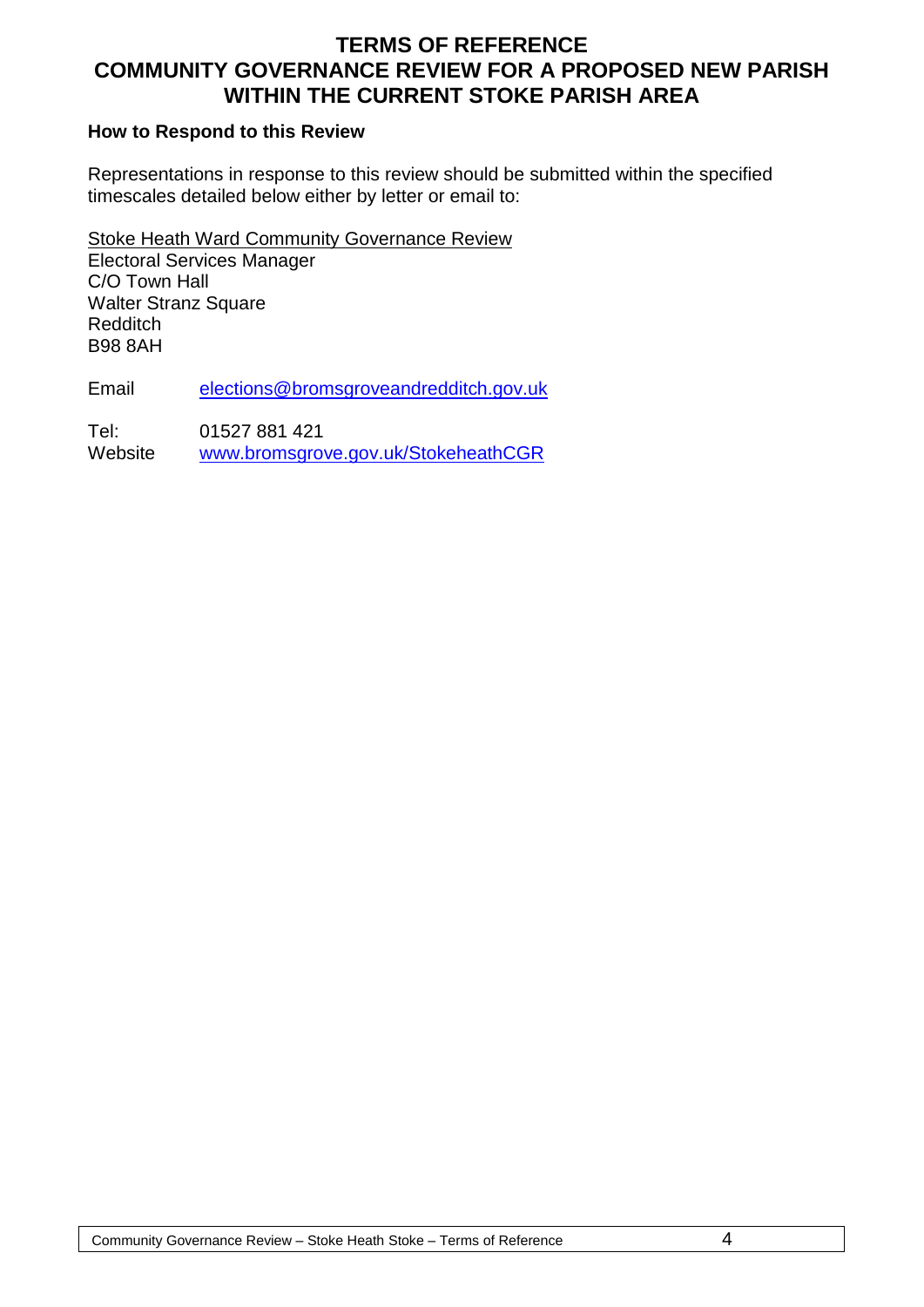# TERMS OF REFERENCE
# COMMUNITY GOVERNANCE REVIEW FOR A PROPOSED NEW PARISH WITHIN THE CURRENT STOKE PARISH AREA

### How to Respond to this Review

Representations in response to this review should be submitted within the specified timescales detailed below either by letter or email to:

Stoke Heath Ward Community Governance Review
Electoral Services Manager
C/O Town Hall
Walter Stranz Square
Redditch
B98 8AH

Email elections@bromsgroveandredditch.gov.uk

Tel: 01527 881 421
Website www.bromsgrove.gov.uk/StokeheathCGR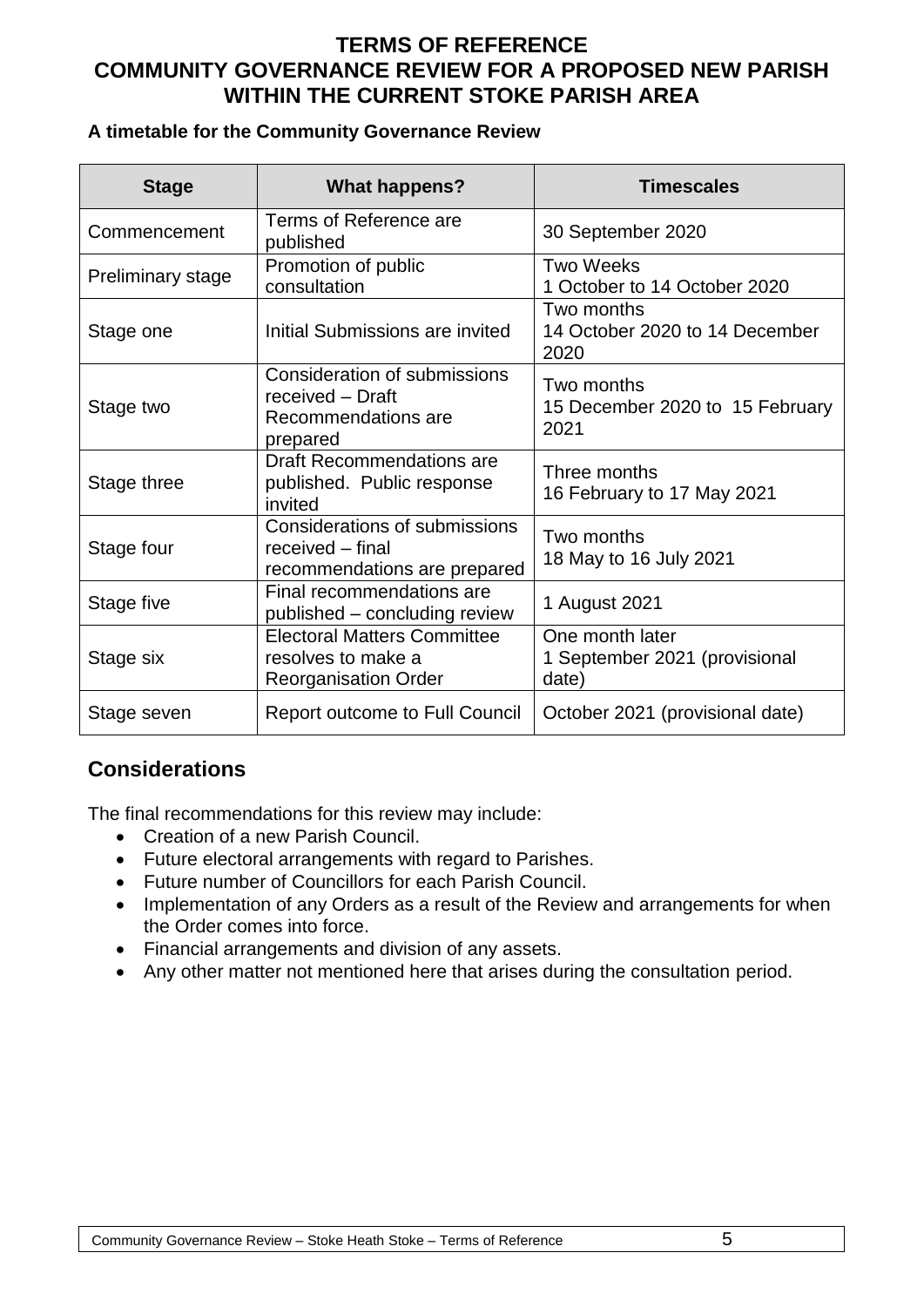# TERMS OF REFERENCE
# COMMUNITY GOVERNANCE REVIEW FOR A PROPOSED NEW PARISH WITHIN THE CURRENT STOKE PARISH AREA

**A timetable for the Community Governance Review**

| Stage | What happens? | Timescales |
|---|---|---|
| Commencement | Terms of Reference are published | 30 September 2020 |
| Preliminary stage | Promotion of public consultation | Two Weeks<br>1 October to 14 October 2020 |
| Stage one | Initial Submissions are invited | Two months<br>14 October 2020 to 14 December 2020 |
| Stage two | Consideration of submissions received – Draft Recommendations are prepared | Two months<br>15 December 2020 to 15 February 2021 |
| Stage three | Draft Recommendations are published. Public response invited | Three months<br>16 February to 17 May 2021 |
| Stage four | Considerations of submissions received – final recommendations are prepared | Two months<br>18 May to 16 July 2021 |
| Stage five | Final recommendations are published – concluding review | 1 August 2021 |
| Stage six | Electoral Matters Committee resolves to make a Reorganisation Order | One month later<br>1 September 2021 (provisional date) |
| Stage seven | Report outcome to Full Council | October 2021 (provisional date) |

## Considerations

The final recommendations for this review may include:

- Creation of a new Parish Council.
- Future electoral arrangements with regard to Parishes.
- Future number of Councillors for each Parish Council.
- Implementation of any Orders as a result of the Review and arrangements for when the Order comes into force.
- Financial arrangements and division of any assets.
- Any other matter not mentioned here that arises during the consultation period.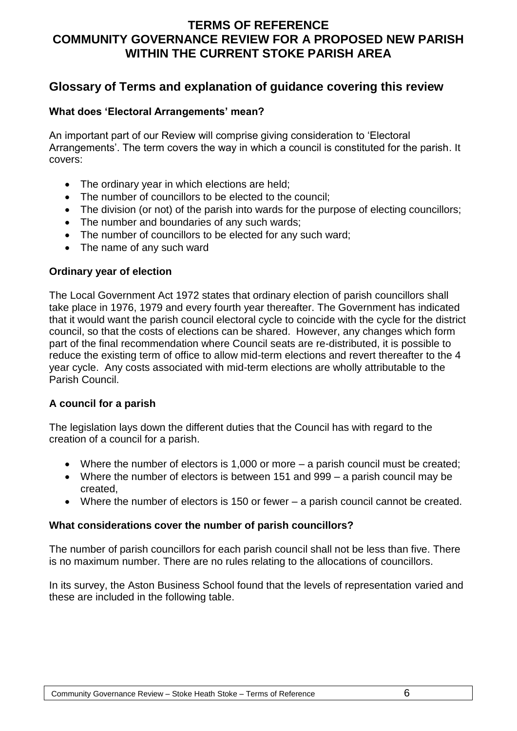**TERMS OF REFERENCE**
**COMMUNITY GOVERNANCE REVIEW FOR A PROPOSED NEW PARISH WITHIN THE CURRENT STOKE PARISH AREA**

## Glossary of Terms and explanation of guidance covering this review

### What does 'Electoral Arrangements' mean?

An important part of our Review will comprise giving consideration to 'Electoral Arrangements'. The term covers the way in which a council is constituted for the parish. It covers:

- The ordinary year in which elections are held;
- The number of councillors to be elected to the council;
- The division (or not) of the parish into wards for the purpose of electing councillors;
- The number and boundaries of any such wards;
- The number of councillors to be elected for any such ward;
- The name of any such ward

### Ordinary year of election

The Local Government Act 1972 states that ordinary election of parish councillors shall take place in 1976, 1979 and every fourth year thereafter. The Government has indicated that it would want the parish council electoral cycle to coincide with the cycle for the district council, so that the costs of elections can be shared. However, any changes which form part of the final recommendation where Council seats are re-distributed, it is possible to reduce the existing term of office to allow mid-term elections and revert thereafter to the 4 year cycle. Any costs associated with mid-term elections are wholly attributable to the Parish Council.

### A council for a parish

The legislation lays down the different duties that the Council has with regard to the creation of a council for a parish.

- Where the number of electors is 1,000 or more – a parish council must be created;
- Where the number of electors is between 151 and 999 – a parish council may be created,
- Where the number of electors is 150 or fewer – a parish council cannot be created.

### What considerations cover the number of parish councillors?

The number of parish councillors for each parish council shall not be less than five. There is no maximum number. There are no rules relating to the allocations of councillors.

In its survey, the Aston Business School found that the levels of representation varied and these are included in the following table.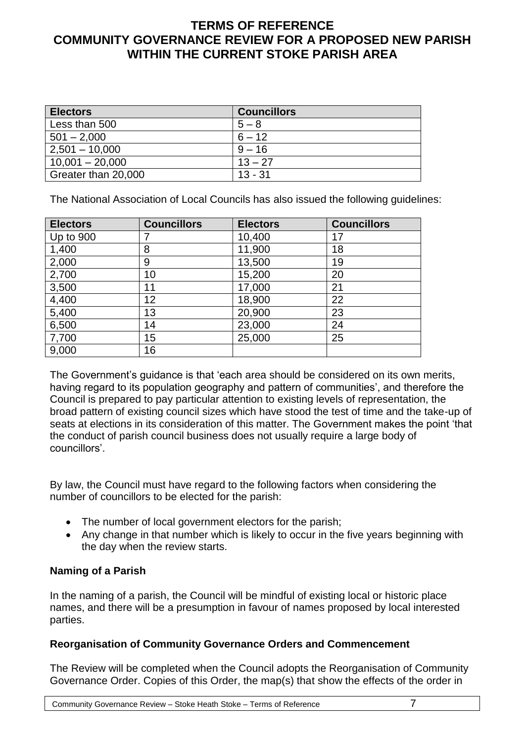# TERMS OF REFERENCE
# COMMUNITY GOVERNANCE REVIEW FOR A PROPOSED NEW PARISH WITHIN THE CURRENT STOKE PARISH AREA

| Electors | Councillors |
|---|---|
| Less than 500 | 5 – 8 |
| 501 – 2,000 | 6 – 12 |
| 2,501 – 10,000 | 9 – 16 |
| 10,001 – 20,000 | 13 – 27 |
| Greater than 20,000 | 13 - 31 |

The National Association of Local Councils has also issued the following guidelines:

| Electors | Councillors | Electors | Councillors |
|---|---|---|---|
| Up to 900 | 7 | 10,400 | 17 |
| 1,400 | 8 | 11,900 | 18 |
| 2,000 | 9 | 13,500 | 19 |
| 2,700 | 10 | 15,200 | 20 |
| 3,500 | 11 | 17,000 | 21 |
| 4,400 | 12 | 18,900 | 22 |
| 5,400 | 13 | 20,900 | 23 |
| 6,500 | 14 | 23,000 | 24 |
| 7,700 | 15 | 25,000 | 25 |
| 9,000 | 16 | | |

The Government's guidance is that 'each area should be considered on its own merits, having regard to its population geography and pattern of communities', and therefore the Council is prepared to pay particular attention to existing levels of representation, the broad pattern of existing council sizes which have stood the test of time and the take-up of seats at elections in its consideration of this matter. The Government makes the point 'that the conduct of parish council business does not usually require a large body of councillors'.

By law, the Council must have regard to the following factors when considering the number of councillors to be elected for the parish:

- The number of local government electors for the parish;
- Any change in that number which is likely to occur in the five years beginning with the day when the review starts.

### Naming of a Parish

In the naming of a parish, the Council will be mindful of existing local or historic place names, and there will be a presumption in favour of names proposed by local interested parties.

### Reorganisation of Community Governance Orders and Commencement

The Review will be completed when the Council adopts the Reorganisation of Community Governance Order. Copies of this Order, the map(s) that show the effects of the order in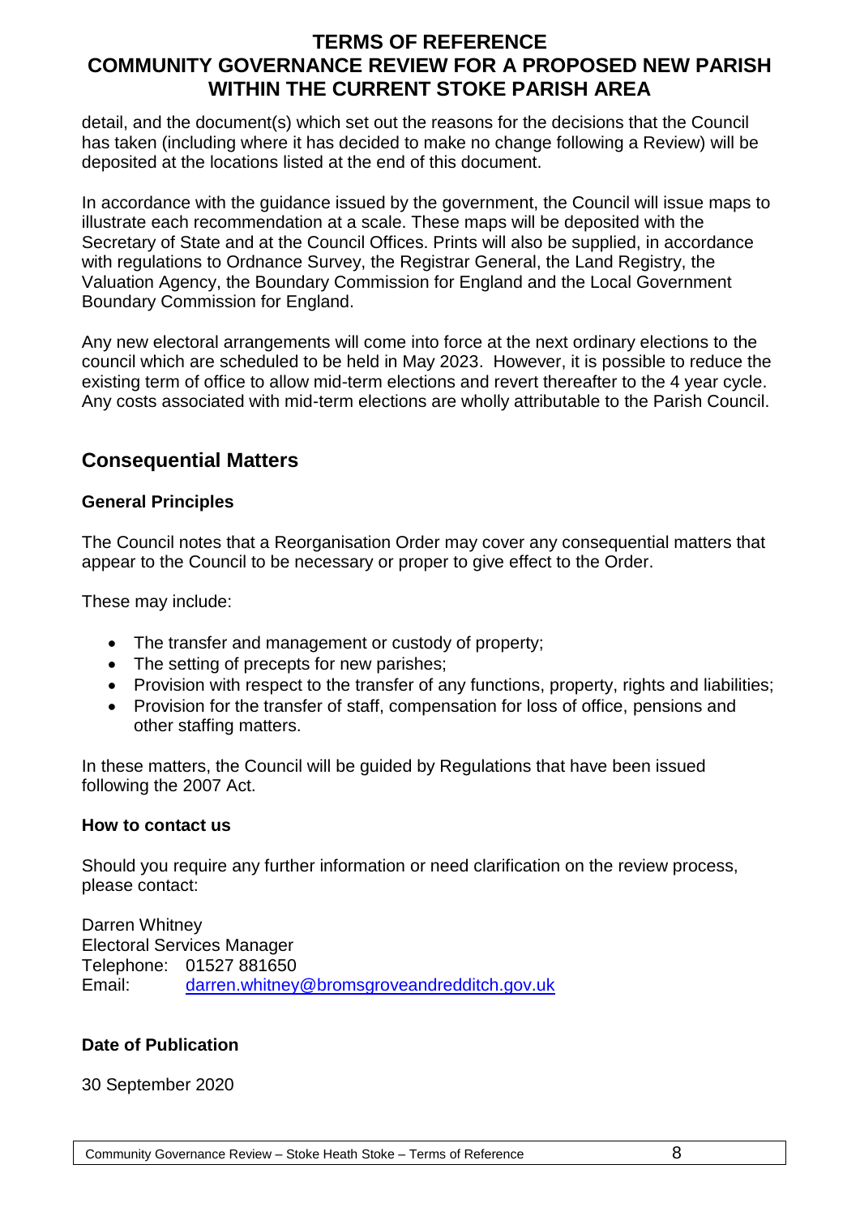detail, and the document(s) which set out the reasons for the decisions that the Council has taken (including where it has decided to make no change following a Review) will be deposited at the locations listed at the end of this document.

In accordance with the guidance issued by the government, the Council will issue maps to illustrate each recommendation at a scale. These maps will be deposited with the Secretary of State and at the Council Offices. Prints will also be supplied, in accordance with regulations to Ordnance Survey, the Registrar General, the Land Registry, the Valuation Agency, the Boundary Commission for England and the Local Government Boundary Commission for England.

Any new electoral arrangements will come into force at the next ordinary elections to the council which are scheduled to be held in May 2023. However, it is possible to reduce the existing term of office to allow mid-term elections and revert thereafter to the 4 year cycle. Any costs associated with mid-term elections are wholly attributable to the Parish Council.

## Consequential Matters

### General Principles

The Council notes that a Reorganisation Order may cover any consequential matters that appear to the Council to be necessary or proper to give effect to the Order.

These may include:

- The transfer and management or custody of property;
- The setting of precepts for new parishes;
- Provision with respect to the transfer of any functions, property, rights and liabilities;
- Provision for the transfer of staff, compensation for loss of office, pensions and other staffing matters.

In these matters, the Council will be guided by Regulations that have been issued following the 2007 Act.

### How to contact us

Should you require any further information or need clarification on the review process, please contact:

Darren Whitney
Electoral Services Manager
Telephone: 01527 881650
Email: darren.whitney@bromsgroveandredditch.gov.uk

### Date of Publication

30 September 2020